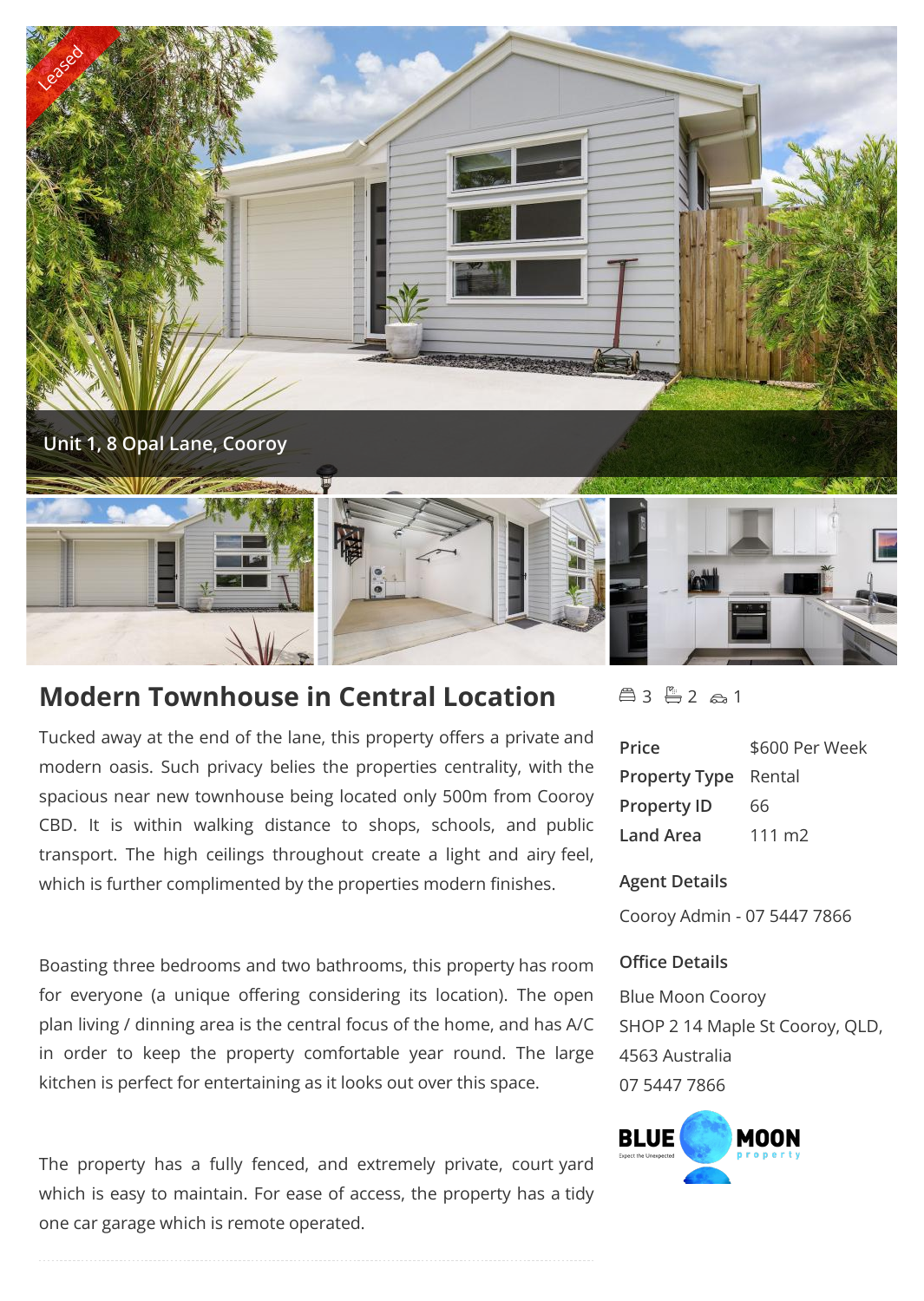Leased

Unit 1, 8 Opal Lane, Cooroy

# Modern Townhouse in Central Location

Tucked away at the end of the lane, this property offers a private and modern oasis. Such privacy belies the properties centrality, with the spacious near new townhouse being located only 500m from Cooroy CBD. It is within walking distance to shops, schools, and public transport. The high ceilings throughout create a light and airy feel, which is further complimented by the properties modern finishes.

Boasting three bedrooms and two bathrooms, this property has room for everyone (a unique offering considering its location). The open plan living / dinning area is the central focus of the home, and has A/C in order to keep the property comfortable year round. The large kitchen is perfect for entertaining as it looks out over this space.

The property has a fully fenced, and extremely private, court yard which is easy to maintain. For ease of access, the property has a tidy one car garage which is remote operated.

3 2 1

| | |
|---|---|
| **Price** | $600 Per Week |
| **Property Type** | Rental |
| **Property ID** | 66 |
| **Land Area** | 111 m2 |

**Agent Details**

Cooroy Admin - 07 5447 7866

**Office Details**

Blue Moon Cooroy
SHOP 2 14 Maple St Cooroy, QLD, 4563 Australia
07 5447 7866

BLUE MOON property
Expect the Unexpected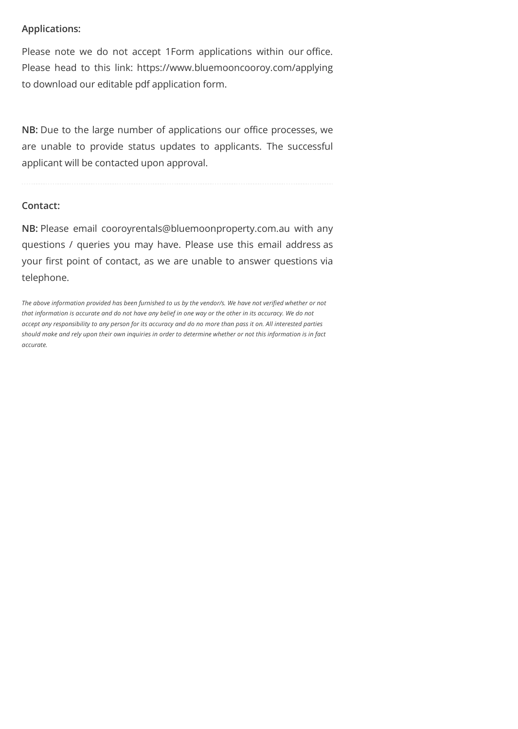**Applications:**

Please note we do not accept 1Form applications within our office. Please head to this link: https://www.bluemooncooroy.com/applying to download our editable pdf application form.

**NB:** Due to the large number of applications our office processes, we are unable to provide status updates to applicants. The successful applicant will be contacted upon approval.

---

**Contact:**

**NB:** Please email cooroyrentals@bluemoonproperty.com.au with any questions / queries you may have. Please use this email address as your first point of contact, as we are unable to answer questions via telephone.

*The above information provided has been furnished to us by the vendor/s. We have not verified whether or not that information is accurate and do not have any belief in one way or the other in its accuracy. We do not accept any responsibility to any person for its accuracy and do no more than pass it on. All interested parties should make and rely upon their own inquiries in order to determine whether or not this information is in fact accurate.*